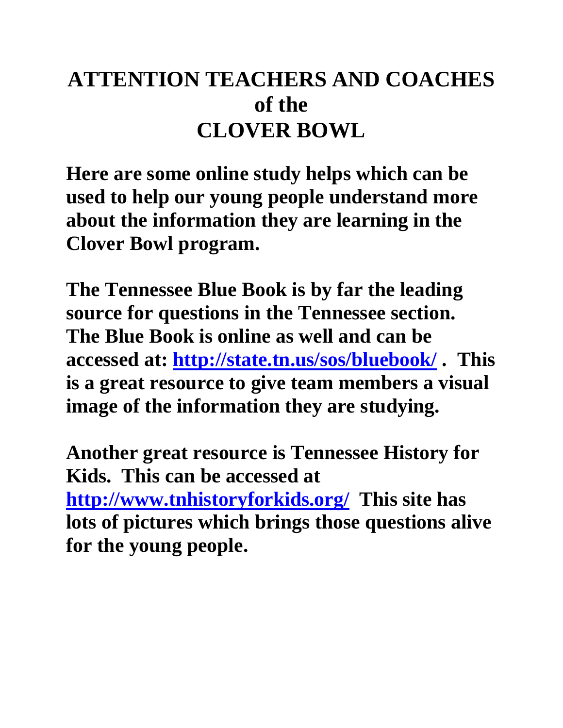# ATTENTION TEACHERS AND COACHES of the CLOVER BOWL

**Here are some online study helps which can be used to help our young people understand more about the information they are learning in the Clover Bowl program.**

**The Tennessee Blue Book is by far the leading source for questions in the Tennessee section. The Blue Book is online as well and can be accessed at: [http://state.tn.us/sos/bluebook/](http://state.tn.us/sos/bluebook/) . This is a great resource to give team members a visual image of the information they are studying.**

**Another great resource is Tennessee History for Kids. This can be accessed at [http://www.tnhistoryforkids.org/](http://www.tnhistoryforkids.org/) This site has lots of pictures which brings those questions alive for the young people.**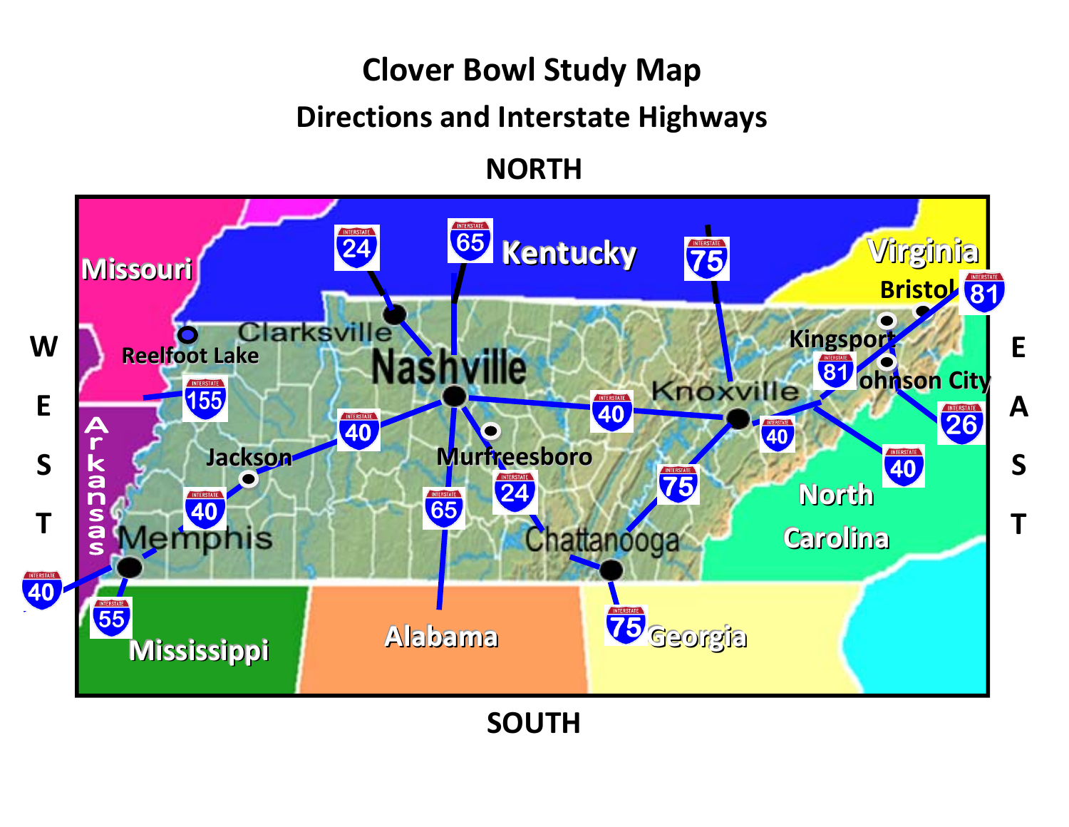# Clover Bowl Study Map

## Directions and Interstate Highways

NORTH

WEST

EAST

SOUTH

Missouri

Kentucky

Virginia

Bristol

Kingsport

Johnson City

Reelfoot Lake

Clarksville

Nashville

Knoxville

Jackson

Murfreesboro

Memphis

Chattanooga

Arkansas

North Carolina

Mississippi

Alabama

Georgia

Interstate 24, Interstate 65, Interstate 75, Interstate 81, Interstate 155, Interstate 40, Interstate 26, Interstate 55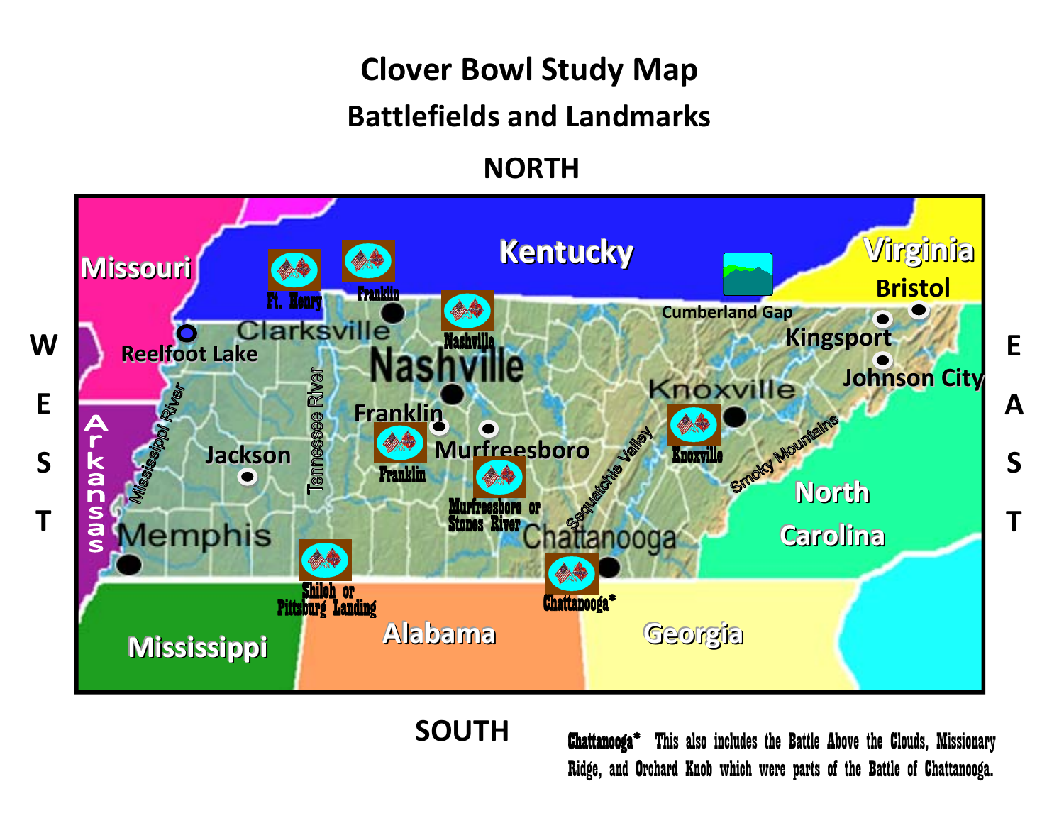# Clover Bowl Study Map

## Battlefields and Landmarks

NORTH

WEST

EAST

Missouri

Kentucky

Virginia

Ft. Henry

Franklin

Nashville

Cumberland Gap

Bristol

Clarksville

Kingsport

Reelfoot Lake

Johnson City

Nashville

Knoxville

Franklin

Murfreesboro

Knoxville

Arkansas

Mississippi River

Jackson

Tennessee River

Franklin

Murfreesboro or Stones River

Sequatchie Valley

Smoky Mountains

North Carolina

Memphis

Chattanooga

Shiloh or Pittsburg Landing

Chattanooga*

Mississippi

Alabama

Georgia

SOUTH

Chattanooga* This also includes the Battle Above the Clouds, Missionary Ridge, and Orchard Knob which were parts of the Battle of Chattanooga.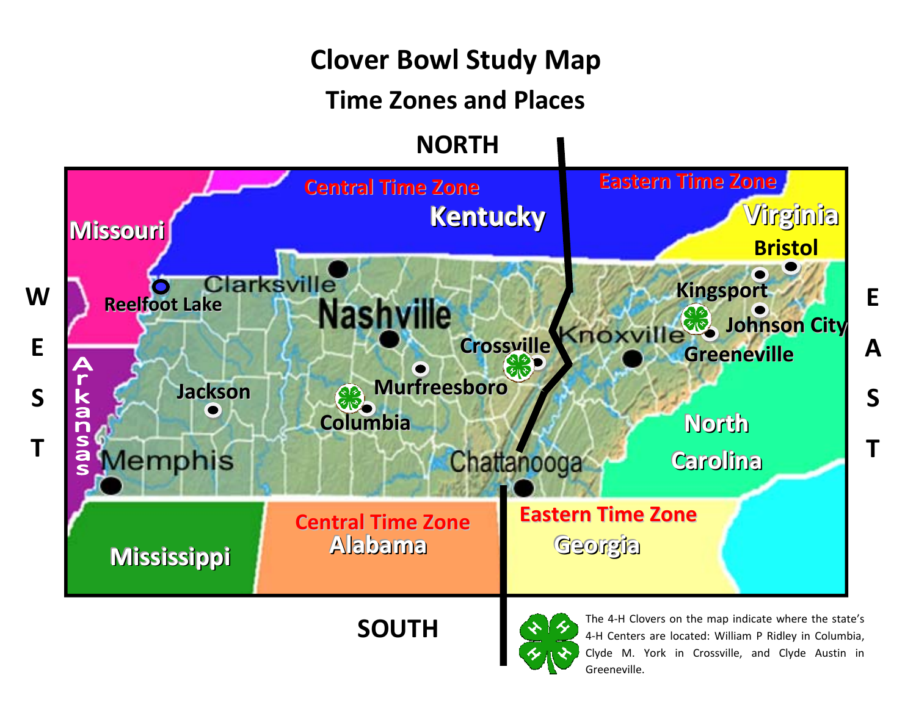# Clover Bowl Study Map

## Time Zones and Places

NORTH

Central Time Zone

Eastern Time Zone

Missouri

Kentucky

Virginia

Bristol

Clarksville

Reelfoot Lake

Kingsport

Nashville

Johnson City

Knoxville

Crossville

Greeneville

Murfreesboro

Jackson

Columbia

North Carolina

Arkansas

Memphis

Chattanooga

Eastern Time Zone

Central Time Zone

Alabama

Georgia

Mississippi

WEST

EAST

SOUTH

The 4-H Clovers on the map indicate where the state's 4-H Centers are located: William P Ridley in Columbia, Clyde M. York in Crossville, and Clyde Austin in Greeneville.